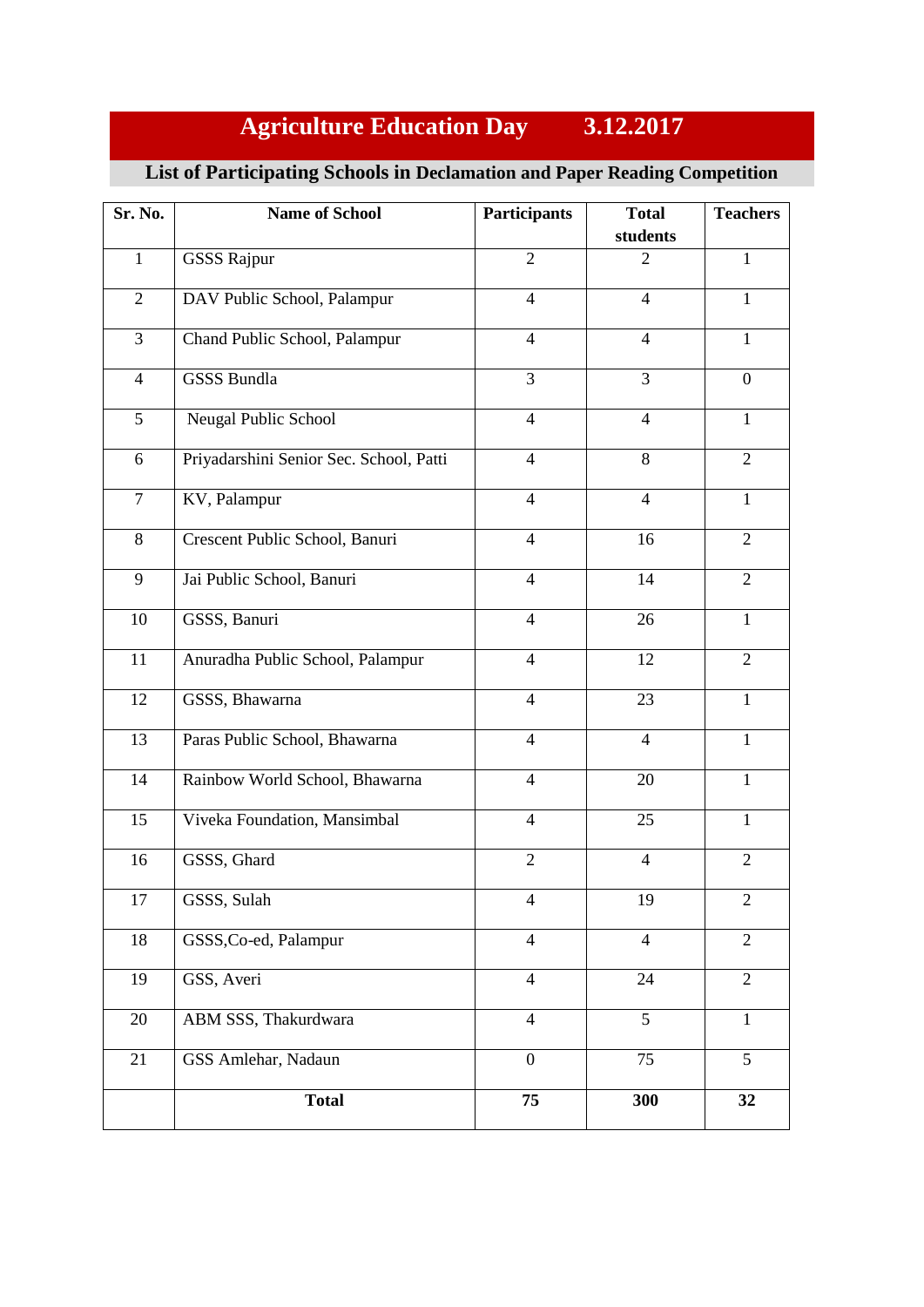# Agriculture Education Day 3.12.2017

## List of Participating Schools in Declamation and Paper Reading Competition

| Sr. No. | Name of School | Participants | Total students | Teachers |
|---|---|---|---|---|
| 1 | GSSS Rajpur | 2 | 2 | 1 |
| 2 | DAV Public School, Palampur | 4 | 4 | 1 |
| 3 | Chand Public School, Palampur | 4 | 4 | 1 |
| 4 | GSSS Bundla | 3 | 3 | 0 |
| 5 | Neugal Public School | 4 | 4 | 1 |
| 6 | Priyadarshini Senior Sec. School, Patti | 4 | 8 | 2 |
| 7 | KV, Palampur | 4 | 4 | 1 |
| 8 | Crescent Public School, Banuri | 4 | 16 | 2 |
| 9 | Jai Public School, Banuri | 4 | 14 | 2 |
| 10 | GSSS, Banuri | 4 | 26 | 1 |
| 11 | Anuradha Public School, Palampur | 4 | 12 | 2 |
| 12 | GSSS, Bhawarna | 4 | 23 | 1 |
| 13 | Paras Public School, Bhawarna | 4 | 4 | 1 |
| 14 | Rainbow World School, Bhawarna | 4 | 20 | 1 |
| 15 | Viveka Foundation, Mansimbal | 4 | 25 | 1 |
| 16 | GSSS, Ghard | 2 | 4 | 2 |
| 17 | GSSS, Sulah | 4 | 19 | 2 |
| 18 | GSSS,Co-ed, Palampur | 4 | 4 | 2 |
| 19 | GSS, Averi | 4 | 24 | 2 |
| 20 | ABM SSS, Thakurdwara | 4 | 5 | 1 |
| 21 | GSS Amlehar, Nadaun | 0 | 75 | 5 |
| | **Total** | **75** | **300** | **32** |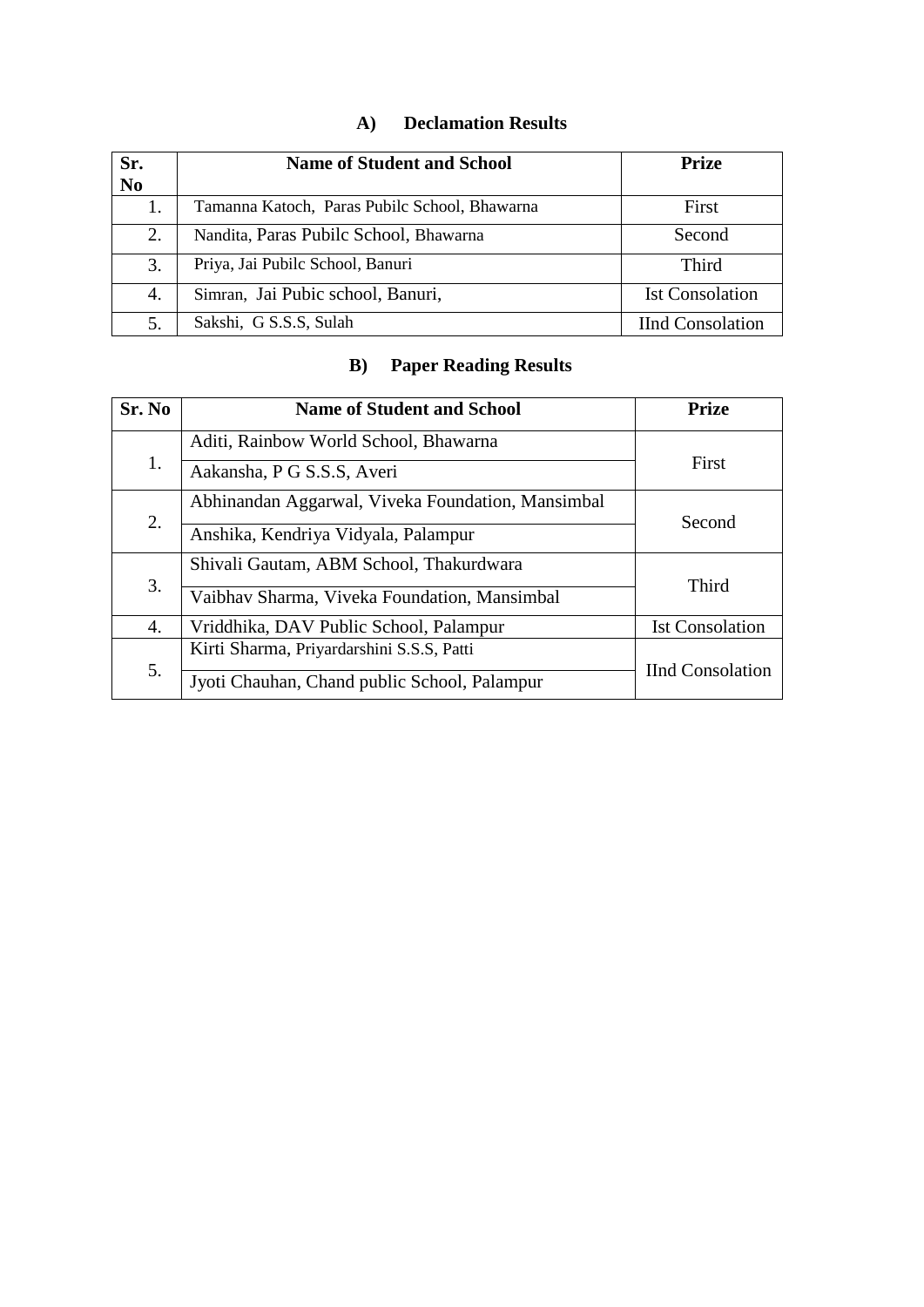## A) Declamation Results

| Sr. No | Name of Student and School | Prize |
|---|---|---|
| 1. | Tamanna Katoch, Paras Pubilc School, Bhawarna | First |
| 2. | Nandita, Paras Pubilc School, Bhawarna | Second |
| 3. | Priya, Jai Pubilc School, Banuri | Third |
| 4. | Simran, Jai Pubic school, Banuri, | Ist Consolation |
| 5. | Sakshi, G S.S.S, Sulah | IInd Consolation |

## B) Paper Reading Results

| Sr. No | Name of Student and School | Prize |
|---|---|---|
| 1. | Aditi, Rainbow World School, Bhawarna | First |
| | Aakansha, P G S.S.S, Averi | |
| 2. | Abhinandan Aggarwal, Viveka Foundation, Mansimbal | Second |
| | Anshika, Kendriya Vidyala, Palampur | |
| 3. | Shivali Gautam, ABM School, Thakurdwara | Third |
| | Vaibhav Sharma, Viveka Foundation, Mansimbal | |
| 4. | Vriddhika, DAV Public School, Palampur | Ist Consolation |
| 5. | Kirti Sharma, Priyardarshini S.S.S, Patti | IInd Consolation |
| | Jyoti Chauhan, Chand public School, Palampur | |